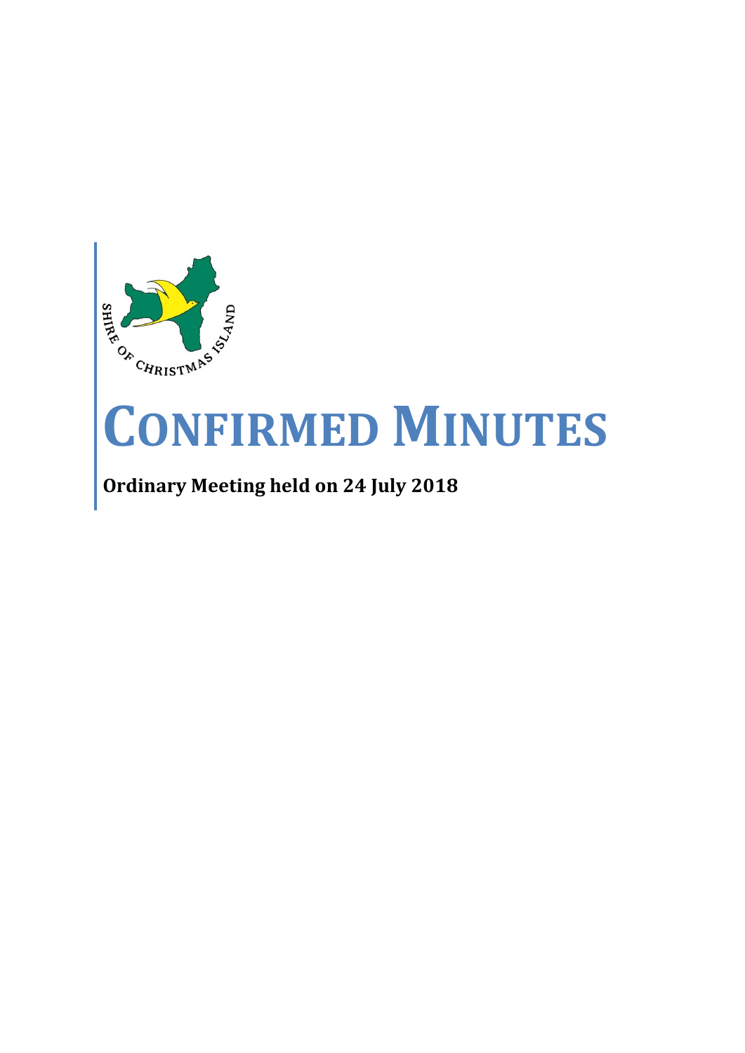# CONFIRMED MINUTES

**Ordinary Meeting held on 24 July 2018**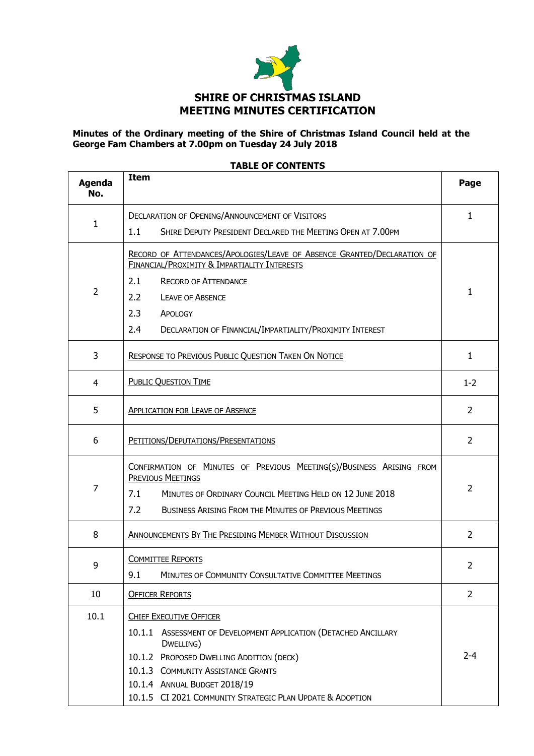# SHIRE OF CHRISTMAS ISLAND
# MEETING MINUTES CERTIFICATION

**Minutes of the Ordinary meeting of the Shire of Christmas Island Council held at the George Fam Chambers at 7.00pm on Tuesday 24 July 2018**

**TABLE OF CONTENTS**

| Agenda No. | Item | Page |
|---|---|---|
| 1 | DECLARATION OF OPENING/ANNOUNCEMENT OF VISITORS<br>1.1 SHIRE DEPUTY PRESIDENT DECLARED THE MEETING OPEN AT 7.00PM | 1 |
| 2 | RECORD OF ATTENDANCES/APOLOGIES/LEAVE OF ABSENCE GRANTED/DECLARATION OF FINANCIAL/PROXIMITY & IMPARTIALITY INTERESTS<br>2.1 RECORD OF ATTENDANCE<br>2.2 LEAVE OF ABSENCE<br>2.3 APOLOGY<br>2.4 DECLARATION OF FINANCIAL/IMPARTIALITY/PROXIMITY INTEREST | 1 |
| 3 | RESPONSE TO PREVIOUS PUBLIC QUESTION TAKEN ON NOTICE | 1 |
| 4 | PUBLIC QUESTION TIME | 1-2 |
| 5 | APPLICATION FOR LEAVE OF ABSENCE | 2 |
| 6 | PETITIONS/DEPUTATIONS/PRESENTATIONS | 2 |
| 7 | CONFIRMATION OF MINUTES OF PREVIOUS MEETING(S)/BUSINESS ARISING FROM PREVIOUS MEETINGS<br>7.1 MINUTES OF ORDINARY COUNCIL MEETING HELD ON 12 JUNE 2018<br>7.2 BUSINESS ARISING FROM THE MINUTES OF PREVIOUS MEETINGS | 2 |
| 8 | ANNOUNCEMENTS BY THE PRESIDING MEMBER WITHOUT DISCUSSION | 2 |
| 9 | COMMITTEE REPORTS<br>9.1 MINUTES OF COMMUNITY CONSULTATIVE COMMITTEE MEETINGS | 2 |
| 10 | OFFICER REPORTS | 2 |
| 10.1 | CHIEF EXECUTIVE OFFICER<br>10.1.1 ASSESSMENT OF DEVELOPMENT APPLICATION (DETACHED ANCILLARY DWELLING)<br>10.1.2 PROPOSED DWELLING ADDITION (DECK)<br>10.1.3 COMMUNITY ASSISTANCE GRANTS<br>10.1.4 ANNUAL BUDGET 2018/19<br>10.1.5 CI 2021 COMMUNITY STRATEGIC PLAN UPDATE & ADOPTION | 2-4 |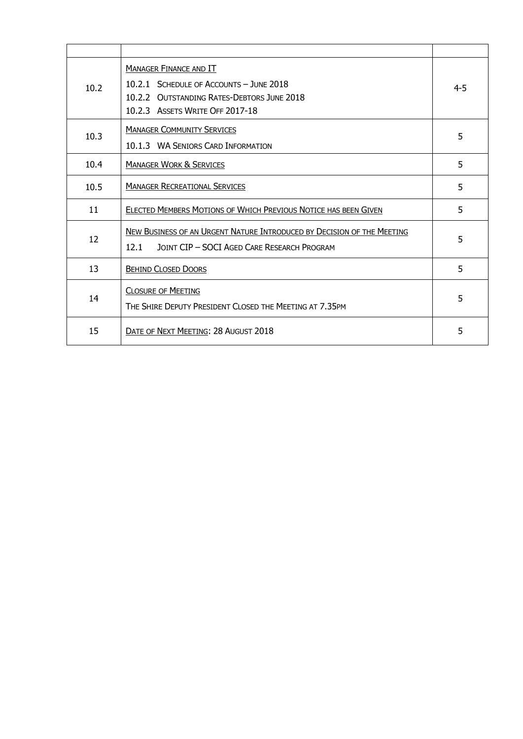| | | |
|---|---|---|
| 10.2 | MANAGER FINANCE AND IT<br>10.2.1 SCHEDULE OF ACCOUNTS – JUNE 2018<br>10.2.2 OUTSTANDING RATES-DEBTORS JUNE 2018<br>10.2.3 ASSETS WRITE OFF 2017-18 | 4-5 |
| 10.3 | MANAGER COMMUNITY SERVICES<br>10.1.3 WA SENIORS CARD INFORMATION | 5 |
| 10.4 | MANAGER WORK & SERVICES | 5 |
| 10.5 | MANAGER RECREATIONAL SERVICES | 5 |
| 11 | ELECTED MEMBERS MOTIONS OF WHICH PREVIOUS NOTICE HAS BEEN GIVEN | 5 |
| 12 | NEW BUSINESS OF AN URGENT NATURE INTRODUCED BY DECISION OF THE MEETING<br>12.1 JOINT CIP – SOCI AGED CARE RESEARCH PROGRAM | 5 |
| 13 | BEHIND CLOSED DOORS | 5 |
| 14 | CLOSURE OF MEETING<br>THE SHIRE DEPUTY PRESIDENT CLOSED THE MEETING AT 7.35PM | 5 |
| 15 | DATE OF NEXT MEETING: 28 AUGUST 2018 | 5 |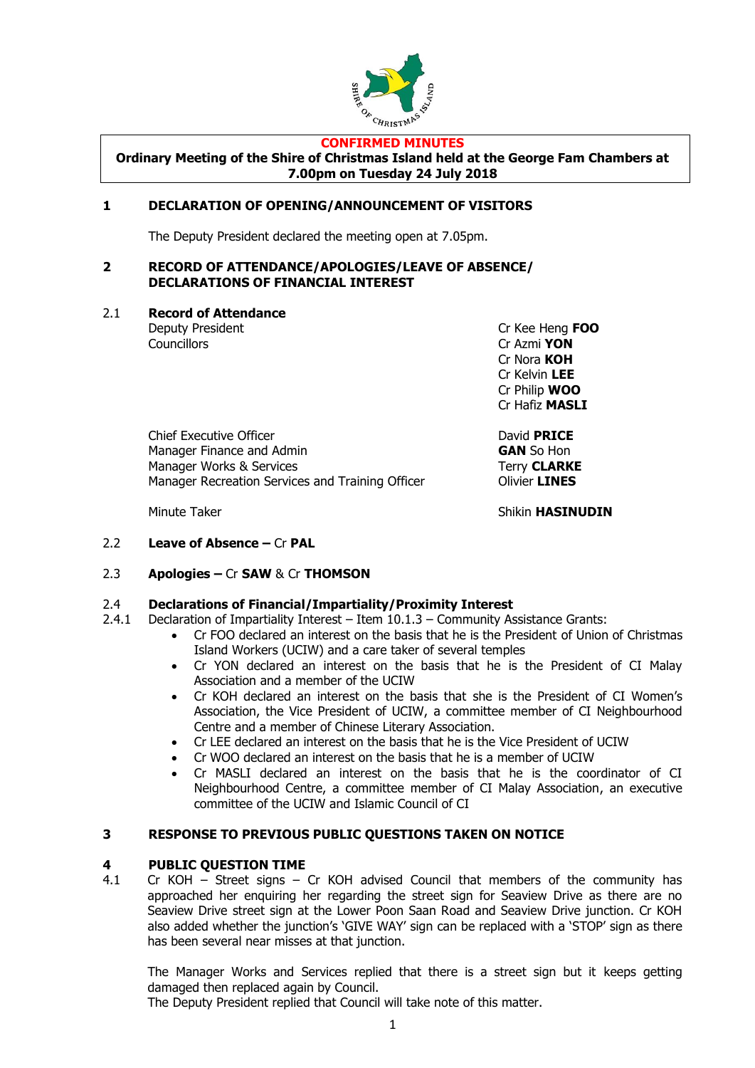**CONFIRMED MINUTES**

**Ordinary Meeting of the Shire of Christmas Island held at the George Fam Chambers at 7.00pm on Tuesday 24 July 2018**

## 1 DECLARATION OF OPENING/ANNOUNCEMENT OF VISITORS

The Deputy President declared the meeting open at 7.05pm.

## 2 RECORD OF ATTENDANCE/APOLOGIES/LEAVE OF ABSENCE/ DECLARATIONS OF FINANCIAL INTEREST

### 2.1 Record of Attendance

| | |
|---|---|
| Deputy President | Cr Kee Heng **FOO** |
| Councillors | Cr Azmi **YON** |
| | Cr Nora **KOH** |
| | Cr Kelvin **LEE** |
| | Cr Philip **WOO** |
| | Cr Hafiz **MASLI** |
| Chief Executive Officer | David **PRICE** |
| Manager Finance and Admin | **GAN** So Hon |
| Manager Works & Services | Terry **CLARKE** |
| Manager Recreation Services and Training Officer | Olivier **LINES** |
| Minute Taker | Shikin **HASINUDIN** |

### 2.2 Leave of Absence – Cr PAL

### 2.3 Apologies – Cr SAW & Cr THOMSON

### 2.4 Declarations of Financial/Impartiality/Proximity Interest

2.4.1 Declaration of Impartiality Interest – Item 10.1.3 – Community Assistance Grants:

- Cr FOO declared an interest on the basis that he is the President of Union of Christmas Island Workers (UCIW) and a care taker of several temples
- Cr YON declared an interest on the basis that he is the President of CI Malay Association and a member of the UCIW
- Cr KOH declared an interest on the basis that she is the President of CI Women's Association, the Vice President of UCIW, a committee member of CI Neighbourhood Centre and a member of Chinese Literary Association.
- Cr LEE declared an interest on the basis that he is the Vice President of UCIW
- Cr WOO declared an interest on the basis that he is a member of UCIW
- Cr MASLI declared an interest on the basis that he is the coordinator of CI Neighbourhood Centre, a committee member of CI Malay Association, an executive committee of the UCIW and Islamic Council of CI

## 3 RESPONSE TO PREVIOUS PUBLIC QUESTIONS TAKEN ON NOTICE

## 4 PUBLIC QUESTION TIME

4.1 Cr KOH – Street signs – Cr KOH advised Council that members of the community has approached her enquiring her regarding the street sign for Seaview Drive as there are no Seaview Drive street sign at the Lower Poon Saan Road and Seaview Drive junction. Cr KOH also added whether the junction's 'GIVE WAY' sign can be replaced with a 'STOP' sign as there has been several near misses at that junction.

The Manager Works and Services replied that there is a street sign but it keeps getting damaged then replaced again by Council.
The Deputy President replied that Council will take note of this matter.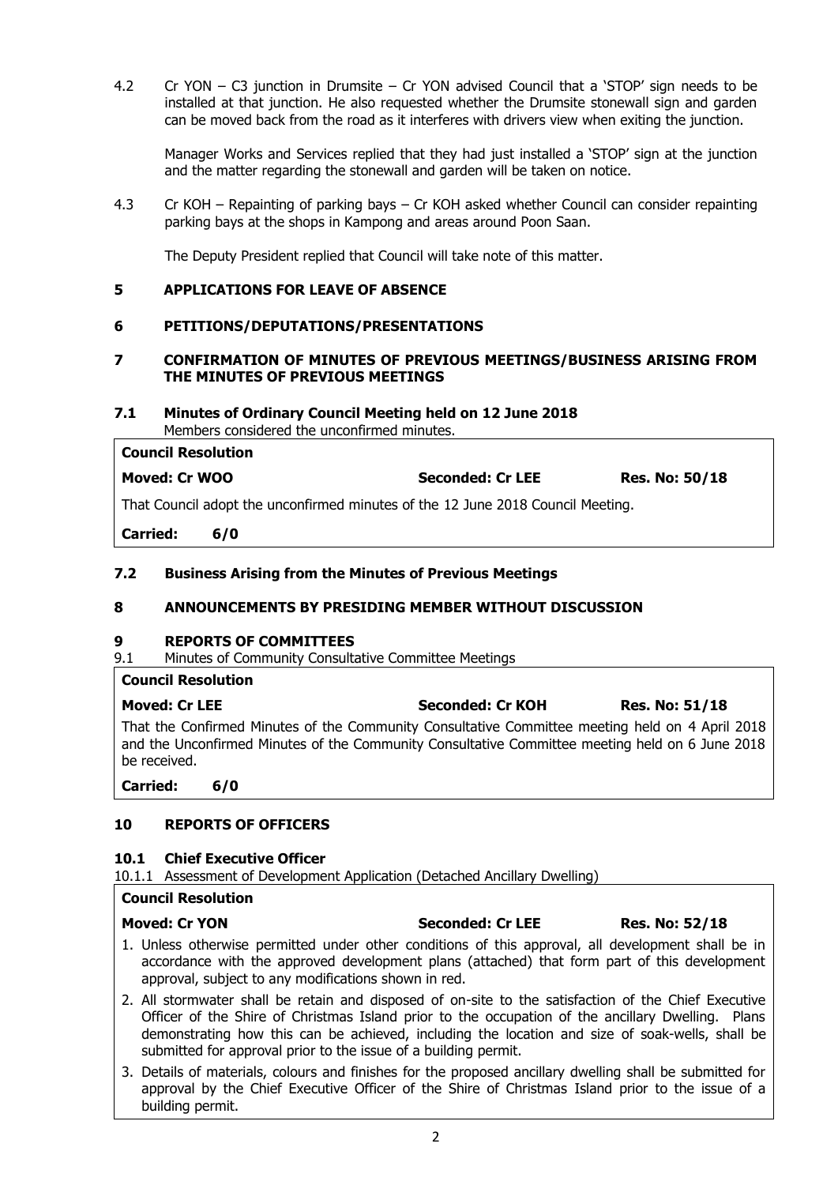4.2 Cr YON – C3 junction in Drumsite – Cr YON advised Council that a 'STOP' sign needs to be installed at that junction. He also requested whether the Drumsite stonewall sign and garden can be moved back from the road as it interferes with drivers view when exiting the junction.

Manager Works and Services replied that they had just installed a 'STOP' sign at the junction and the matter regarding the stonewall and garden will be taken on notice.

4.3 Cr KOH – Repainting of parking bays – Cr KOH asked whether Council can consider repainting parking bays at the shops in Kampong and areas around Poon Saan.

The Deputy President replied that Council will take note of this matter.

## 5 APPLICATIONS FOR LEAVE OF ABSENCE

## 6 PETITIONS/DEPUTATIONS/PRESENTATIONS

## 7 CONFIRMATION OF MINUTES OF PREVIOUS MEETINGS/BUSINESS ARISING FROM THE MINUTES OF PREVIOUS MEETINGS

### 7.1 Minutes of Ordinary Council Meeting held on 12 June 2018

Members considered the unconfirmed minutes.

**Council Resolution**

**Moved: Cr WOO** | **Seconded: Cr LEE** | **Res. No: 50/18**

That Council adopt the unconfirmed minutes of the 12 June 2018 Council Meeting.

**Carried: 6/0**

### 7.2 Business Arising from the Minutes of Previous Meetings

## 8 ANNOUNCEMENTS BY PRESIDING MEMBER WITHOUT DISCUSSION

## 9 REPORTS OF COMMITTEES

9.1 Minutes of Community Consultative Committee Meetings

**Council Resolution**

**Moved: Cr LEE** | **Seconded: Cr KOH** | **Res. No: 51/18**

That the Confirmed Minutes of the Community Consultative Committee meeting held on 4 April 2018 and the Unconfirmed Minutes of the Community Consultative Committee meeting held on 6 June 2018 be received.

**Carried: 6/0**

## 10 REPORTS OF OFFICERS

### 10.1 Chief Executive Officer

10.1.1 Assessment of Development Application (Detached Ancillary Dwelling)

**Council Resolution**

**Moved: Cr YON** | **Seconded: Cr LEE** | **Res. No: 52/18**

1. Unless otherwise permitted under other conditions of this approval, all development shall be in accordance with the approved development plans (attached) that form part of this development approval, subject to any modifications shown in red.
2. All stormwater shall be retain and disposed of on-site to the satisfaction of the Chief Executive Officer of the Shire of Christmas Island prior to the occupation of the ancillary Dwelling. Plans demonstrating how this can be achieved, including the location and size of soak-wells, shall be submitted for approval prior to the issue of a building permit.
3. Details of materials, colours and finishes for the proposed ancillary dwelling shall be submitted for approval by the Chief Executive Officer of the Shire of Christmas Island prior to the issue of a building permit.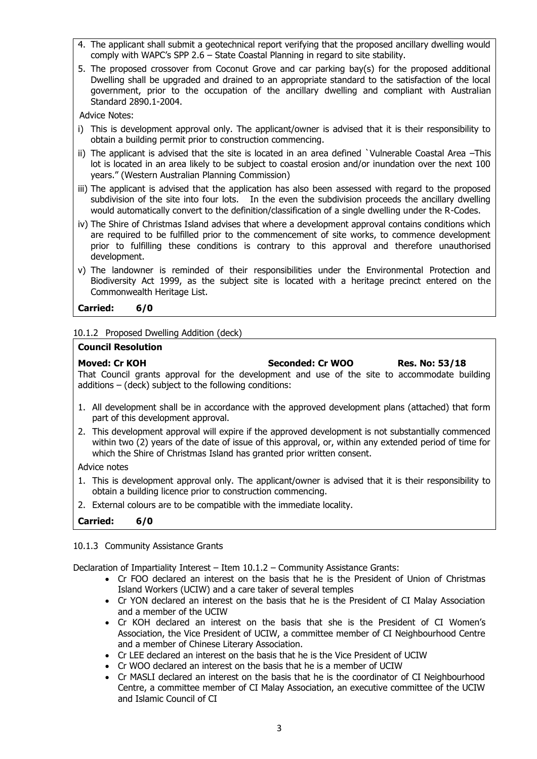4. The applicant shall submit a geotechnical report verifying that the proposed ancillary dwelling would comply with WAPC's SPP 2.6 – State Coastal Planning in regard to site stability.
5. The proposed crossover from Coconut Grove and car parking bay(s) for the proposed additional Dwelling shall be upgraded and drained to an appropriate standard to the satisfaction of the local government, prior to the occupation of the ancillary dwelling and compliant with Australian Standard 2890.1-2004.

Advice Notes:

i) This is development approval only. The applicant/owner is advised that it is their responsibility to obtain a building permit prior to construction commencing.

ii) The applicant is advised that the site is located in an area defined `Vulnerable Coastal Area –This lot is located in an area likely to be subject to coastal erosion and/or inundation over the next 100 years." (Western Australian Planning Commission)

iii) The applicant is advised that the application has also been assessed with regard to the proposed subdivision of the site into four lots. In the even the subdivision proceeds the ancillary dwelling would automatically convert to the definition/classification of a single dwelling under the R-Codes.

iv) The Shire of Christmas Island advises that where a development approval contains conditions which are required to be fulfilled prior to the commencement of site works, to commence development prior to fulfilling these conditions is contrary to this approval and therefore unauthorised development.

v) The landowner is reminded of their responsibilities under the Environmental Protection and Biodiversity Act 1999, as the subject site is located with a heritage precinct entered on the Commonwealth Heritage List.

**Carried: 6/0**

10.1.2 Proposed Dwelling Addition (deck)

**Council Resolution**

**Moved: Cr KOH** **Seconded: Cr WOO** **Res. No: 53/18**

That Council grants approval for the development and use of the site to accommodate building additions – (deck) subject to the following conditions:

1. All development shall be in accordance with the approved development plans (attached) that form part of this development approval.
2. This development approval will expire if the approved development is not substantially commenced within two (2) years of the date of issue of this approval, or, within any extended period of time for which the Shire of Christmas Island has granted prior written consent.

Advice notes

1. This is development approval only. The applicant/owner is advised that it is their responsibility to obtain a building licence prior to construction commencing.
2. External colours are to be compatible with the immediate locality.

**Carried: 6/0**

10.1.3 Community Assistance Grants

Declaration of Impartiality Interest – Item 10.1.2 – Community Assistance Grants:

- Cr FOO declared an interest on the basis that he is the President of Union of Christmas Island Workers (UCIW) and a care taker of several temples
- Cr YON declared an interest on the basis that he is the President of CI Malay Association and a member of the UCIW
- Cr KOH declared an interest on the basis that she is the President of CI Women's Association, the Vice President of UCIW, a committee member of CI Neighbourhood Centre and a member of Chinese Literary Association.
- Cr LEE declared an interest on the basis that he is the Vice President of UCIW
- Cr WOO declared an interest on the basis that he is a member of UCIW
- Cr MASLI declared an interest on the basis that he is the coordinator of CI Neighbourhood Centre, a committee member of CI Malay Association, an executive committee of the UCIW and Islamic Council of CI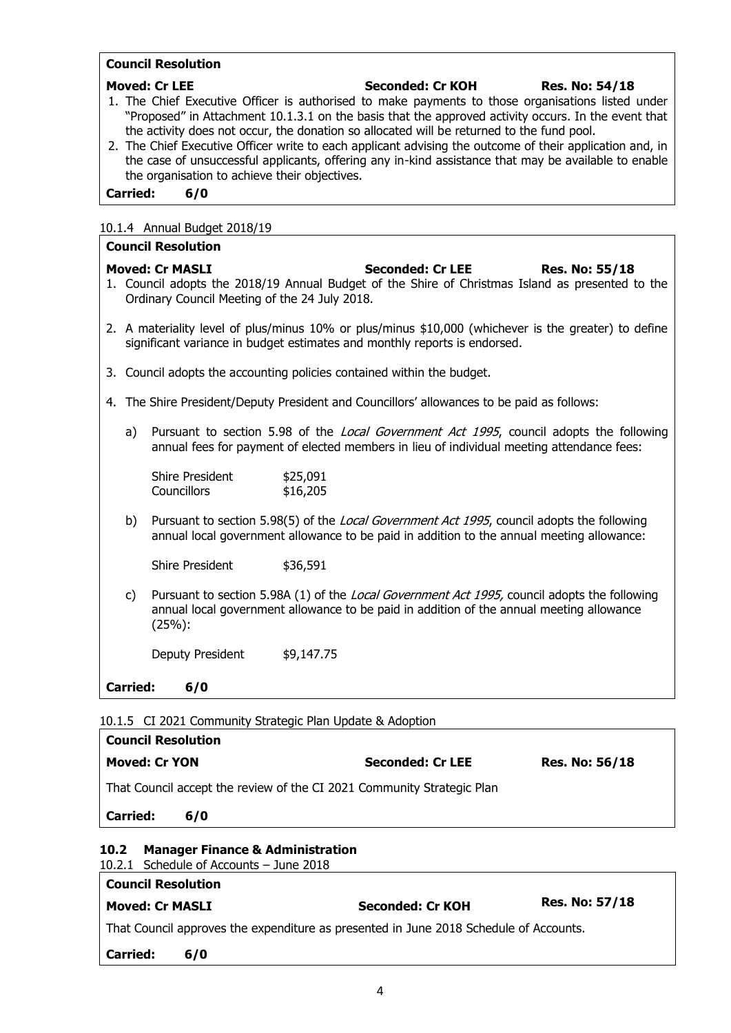**Council Resolution**

**Moved: Cr LEE** **Seconded: Cr KOH** **Res. No: 54/18**

1. The Chief Executive Officer is authorised to make payments to those organisations listed under "Proposed" in Attachment 10.1.3.1 on the basis that the approved activity occurs. In the event that the activity does not occur, the donation so allocated will be returned to the fund pool.
2. The Chief Executive Officer write to each applicant advising the outcome of their application and, in the case of unsuccessful applicants, offering any in-kind assistance that may be available to enable the organisation to achieve their objectives.

**Carried: 6/0**

10.1.4 Annual Budget 2018/19

**Council Resolution**

**Moved: Cr MASLI** **Seconded: Cr LEE** **Res. No: 55/18**

1. Council adopts the 2018/19 Annual Budget of the Shire of Christmas Island as presented to the Ordinary Council Meeting of the 24 July 2018.
2. A materiality level of plus/minus 10% or plus/minus $10,000 (whichever is the greater) to define significant variance in budget estimates and monthly reports is endorsed.
3. Council adopts the accounting policies contained within the budget.
4. The Shire President/Deputy President and Councillors' allowances to be paid as follows:

   a) Pursuant to section 5.98 of the *Local Government Act 1995*, council adopts the following annual fees for payment of elected members in lieu of individual meeting attendance fees:

      Shire President $25,091
      Councillors $16,205

   b) Pursuant to section 5.98(5) of the *Local Government Act 1995*, council adopts the following annual local government allowance to be paid in addition to the annual meeting allowance:

      Shire President $36,591

   c) Pursuant to section 5.98A (1) of the *Local Government Act 1995,* council adopts the following annual local government allowance to be paid in addition of the annual meeting allowance (25%):

      Deputy President $9,147.75

**Carried: 6/0**

10.1.5 CI 2021 Community Strategic Plan Update & Adoption

**Council Resolution**

**Moved: Cr YON** **Seconded: Cr LEE** **Res. No: 56/18**

That Council accept the review of the CI 2021 Community Strategic Plan

**Carried: 6/0**

## 10.2 Manager Finance & Administration

10.2.1 Schedule of Accounts – June 2018

**Council Resolution**

**Moved: Cr MASLI** **Seconded: Cr KOH** **Res. No: 57/18**

That Council approves the expenditure as presented in June 2018 Schedule of Accounts.

**Carried: 6/0**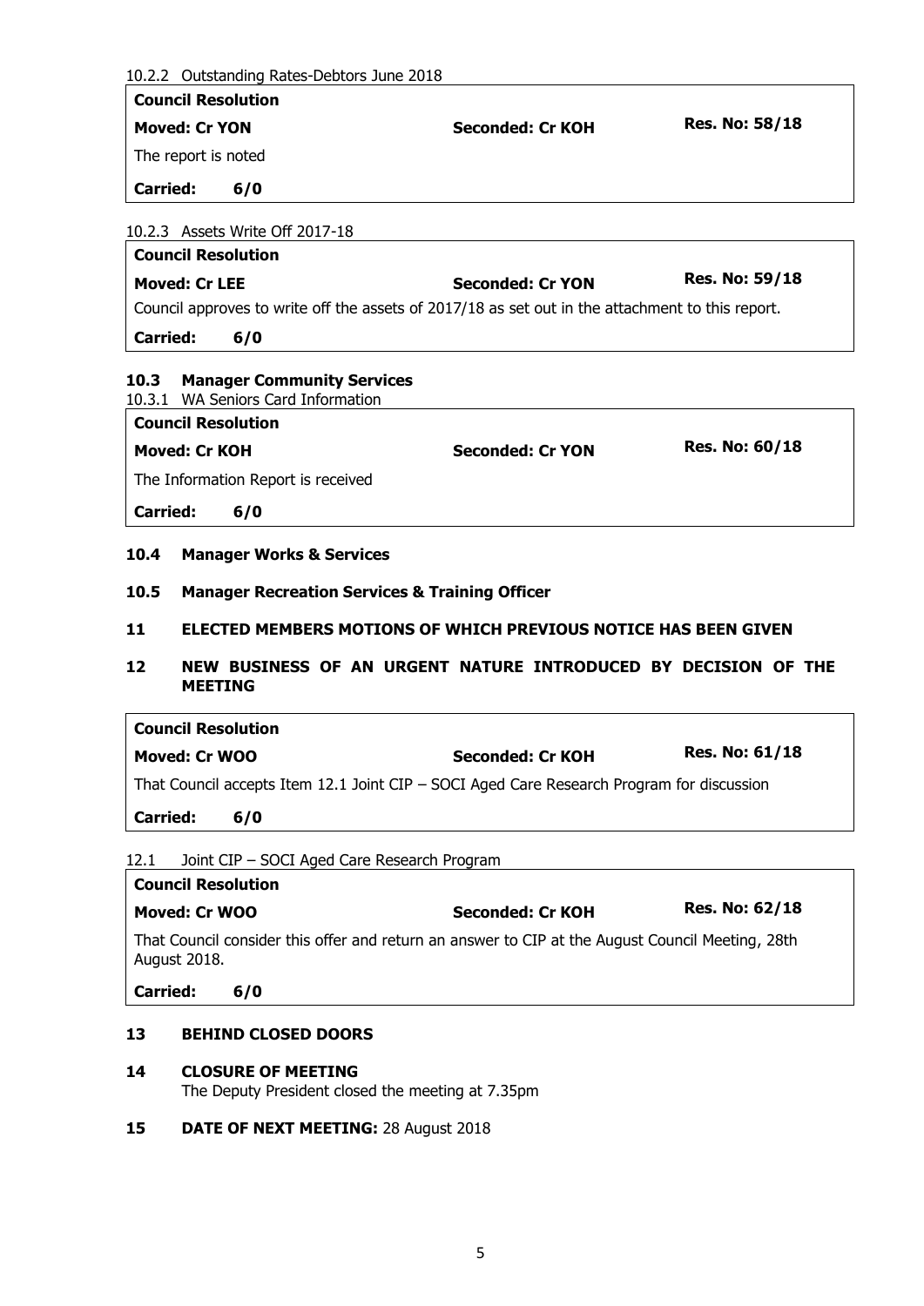10.2.2 Outstanding Rates-Debtors June 2018

| | | |
|---|---|---|
| **Council Resolution** | | |
| **Moved: Cr YON** | **Seconded: Cr KOH** | **Res. No: 58/18** |
| The report is noted | | |
| **Carried: 6/0** | | |

10.2.3 Assets Write Off 2017-18

| | | |
|---|---|---|
| **Council Resolution** | | |
| **Moved: Cr LEE** | **Seconded: Cr YON** | **Res. No: 59/18** |
| Council approves to write off the assets of 2017/18 as set out in the attachment to this report. | | |
| **Carried: 6/0** | | |

### 10.3 Manager Community Services

10.3.1 WA Seniors Card Information

| | | |
|---|---|---|
| **Council Resolution** | | |
| **Moved: Cr KOH** | **Seconded: Cr YON** | **Res. No: 60/18** |
| The Information Report is received | | |
| **Carried: 6/0** | | |

### 10.4 Manager Works & Services

### 10.5 Manager Recreation Services & Training Officer

## 11 ELECTED MEMBERS MOTIONS OF WHICH PREVIOUS NOTICE HAS BEEN GIVEN

## 12 NEW BUSINESS OF AN URGENT NATURE INTRODUCED BY DECISION OF THE MEETING

| | | |
|---|---|---|
| **Council Resolution** | | |
| **Moved: Cr WOO** | **Seconded: Cr KOH** | **Res. No: 61/18** |
| That Council accepts Item 12.1 Joint CIP – SOCI Aged Care Research Program for discussion | | |
| **Carried: 6/0** | | |

12.1 Joint CIP – SOCI Aged Care Research Program

| | | |
|---|---|---|
| **Council Resolution** | | |
| **Moved: Cr WOO** | **Seconded: Cr KOH** | **Res. No: 62/18** |
| That Council consider this offer and return an answer to CIP at the August Council Meeting, 28th August 2018. | | |
| **Carried: 6/0** | | |

## 13 BEHIND CLOSED DOORS

## 14 CLOSURE OF MEETING

The Deputy President closed the meeting at 7.35pm

## 15 DATE OF NEXT MEETING: 28 August 2018